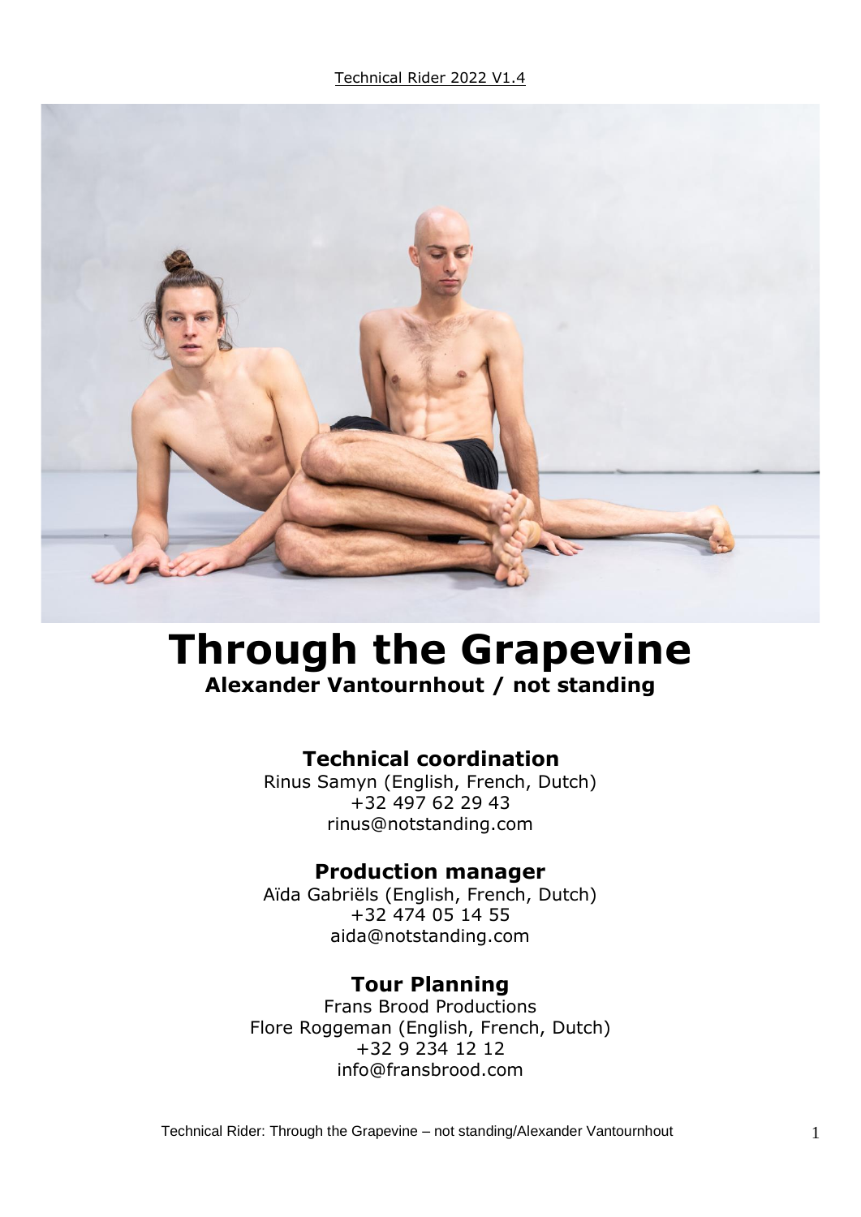# Through the Grapevine

**Alexander Vantournhout / not standing**

### Technical coordination

Rinus Samyn (English, French, Dutch)
+32 497 62 29 43
rinus@notstanding.com

### Production manager

Aïda Gabriëls (English, French, Dutch)
+32 474 05 14 55
aida@notstanding.com

### Tour Planning

Frans Brood Productions
Flore Roggeman (English, French, Dutch)
+32 9 234 12 12
info@fransbrood.com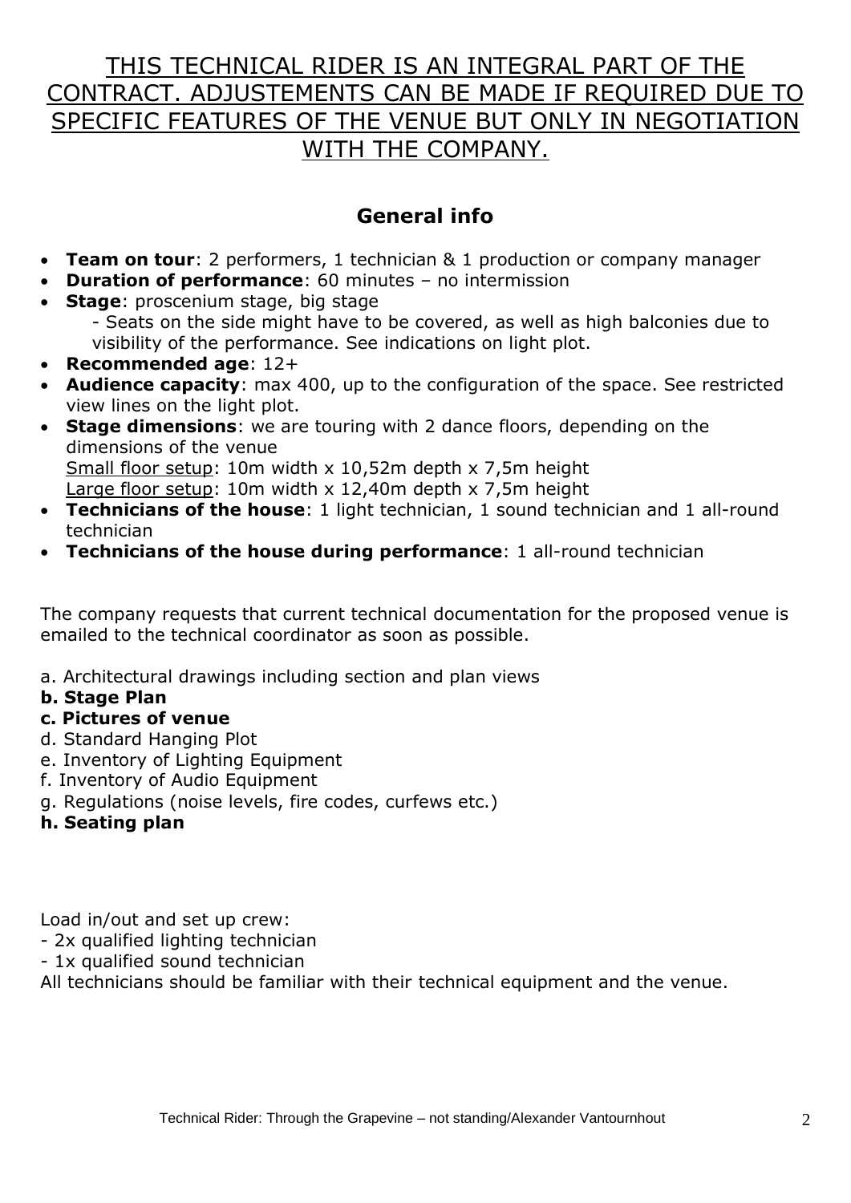<u>THIS TECHNICAL RIDER IS AN INTEGRAL PART OF THE CONTRACT. ADJUSTEMENTS CAN BE MADE IF REQUIRED DUE TO SPECIFIC FEATURES OF THE VENUE BUT ONLY IN NEGOTIATION WITH THE COMPANY.</u>

## General info

- **Team on tour**: 2 performers, 1 technician & 1 production or company manager
- **Duration of performance**: 60 minutes – no intermission
- **Stage**: proscenium stage, big stage
  - Seats on the side might have to be covered, as well as high balconies due to visibility of the performance. See indications on light plot.
- **Recommended age**: 12+
- **Audience capacity**: max 400, up to the configuration of the space. See restricted view lines on the light plot.
- **Stage dimensions**: we are touring with 2 dance floors, depending on the dimensions of the venue
  <u>Small floor setup</u>: 10m width x 10,52m depth x 7,5m height
  <u>Large floor setup</u>: 10m width x 12,40m depth x 7,5m height
- **Technicians of the house**: 1 light technician, 1 sound technician and 1 all-round technician
- **Technicians of the house during performance**: 1 all-round technician

The company requests that current technical documentation for the proposed venue is emailed to the technical coordinator as soon as possible.

a. Architectural drawings including section and plan views
**b. Stage Plan**
**c. Pictures of venue**
d. Standard Hanging Plot
e. Inventory of Lighting Equipment
f. Inventory of Audio Equipment
g. Regulations (noise levels, fire codes, curfews etc.)
**h. Seating plan**

Load in/out and set up crew:
- 2x qualified lighting technician
- 1x qualified sound technician

All technicians should be familiar with their technical equipment and the venue.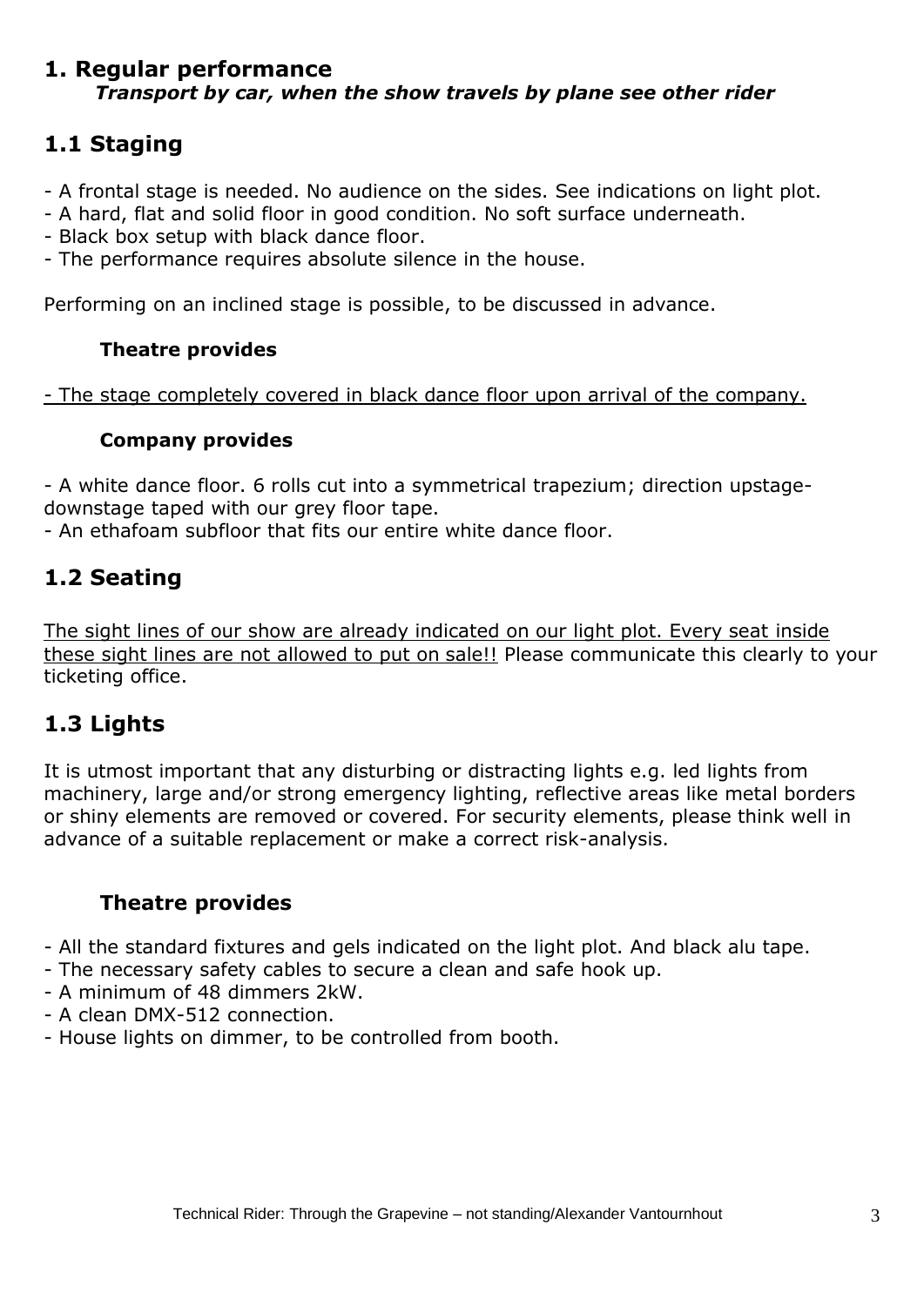# 1. Regular performance

***Transport by car, when the show travels by plane see other rider***

## 1.1 Staging

- A frontal stage is needed. No audience on the sides. See indications on light plot.
- A hard, flat and solid floor in good condition. No soft surface underneath.
- Black box setup with black dance floor.
- The performance requires absolute silence in the house.

Performing on an inclined stage is possible, to be discussed in advance.

### Theatre provides

- The stage completely covered in black dance floor upon arrival of the company.

### Company provides

- A white dance floor. 6 rolls cut into a symmetrical trapezium; direction upstage-downstage taped with our grey floor tape.
- An ethafoam subfloor that fits our entire white dance floor.

## 1.2 Seating

The sight lines of our show are already indicated on our light plot. Every seat inside these sight lines are not allowed to put on sale!! Please communicate this clearly to your ticketing office.

## 1.3 Lights

It is utmost important that any disturbing or distracting lights e.g. led lights from machinery, large and/or strong emergency lighting, reflective areas like metal borders or shiny elements are removed or covered. For security elements, please think well in advance of a suitable replacement or make a correct risk-analysis.

### Theatre provides

- All the standard fixtures and gels indicated on the light plot. And black alu tape.
- The necessary safety cables to secure a clean and safe hook up.
- A minimum of 48 dimmers 2kW.
- A clean DMX-512 connection.
- House lights on dimmer, to be controlled from booth.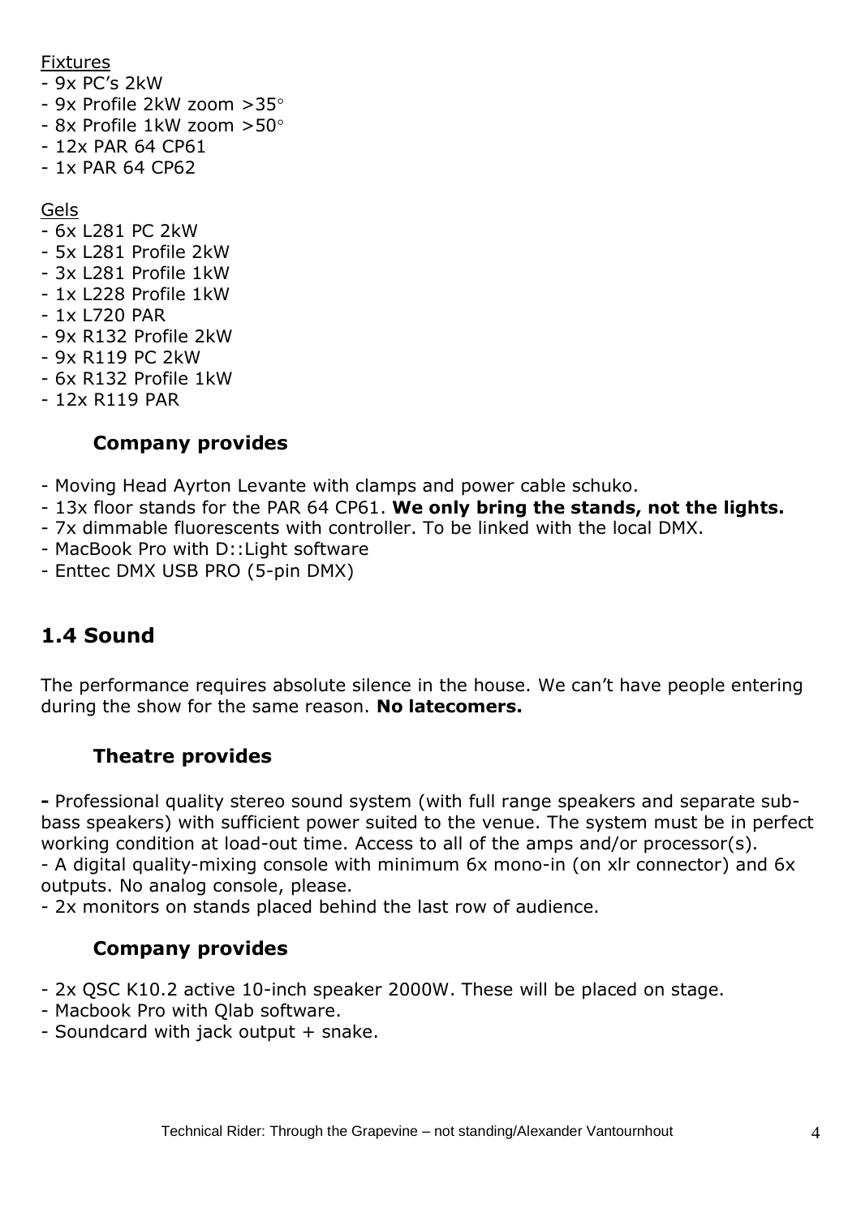Fixtures

- 9x PC's 2kW
- 9x Profile 2kW zoom >35°
- 8x Profile 1kW zoom >50°
- 12x PAR 64 CP61
- 1x PAR 64 CP62

Gels

- 6x L281 PC 2kW
- 5x L281 Profile 2kW
- 3x L281 Profile 1kW
- 1x L228 Profile 1kW
- 1x L720 PAR
- 9x R132 Profile 2kW
- 9x R119 PC 2kW
- 6x R132 Profile 1kW
- 12x R119 PAR

### Company provides

- Moving Head Ayrton Levante with clamps and power cable schuko.
- 13x floor stands for the PAR 64 CP61. **We only bring the stands, not the lights.**
- 7x dimmable fluorescents with controller. To be linked with the local DMX.
- MacBook Pro with D::Light software
- Enttec DMX USB PRO (5-pin DMX)

## 1.4 Sound

The performance requires absolute silence in the house. We can't have people entering during the show for the same reason. **No latecomers.**

### Theatre provides

**-** Professional quality stereo sound system (with full range speakers and separate sub-bass speakers) with sufficient power suited to the venue. The system must be in perfect working condition at load-out time. Access to all of the amps and/or processor(s).
- A digital quality-mixing console with minimum 6x mono-in (on xlr connector) and 6x outputs. No analog console, please.
- 2x monitors on stands placed behind the last row of audience.

### Company provides

- 2x QSC K10.2 active 10-inch speaker 2000W. These will be placed on stage.
- Macbook Pro with Qlab software.
- Soundcard with jack output + snake.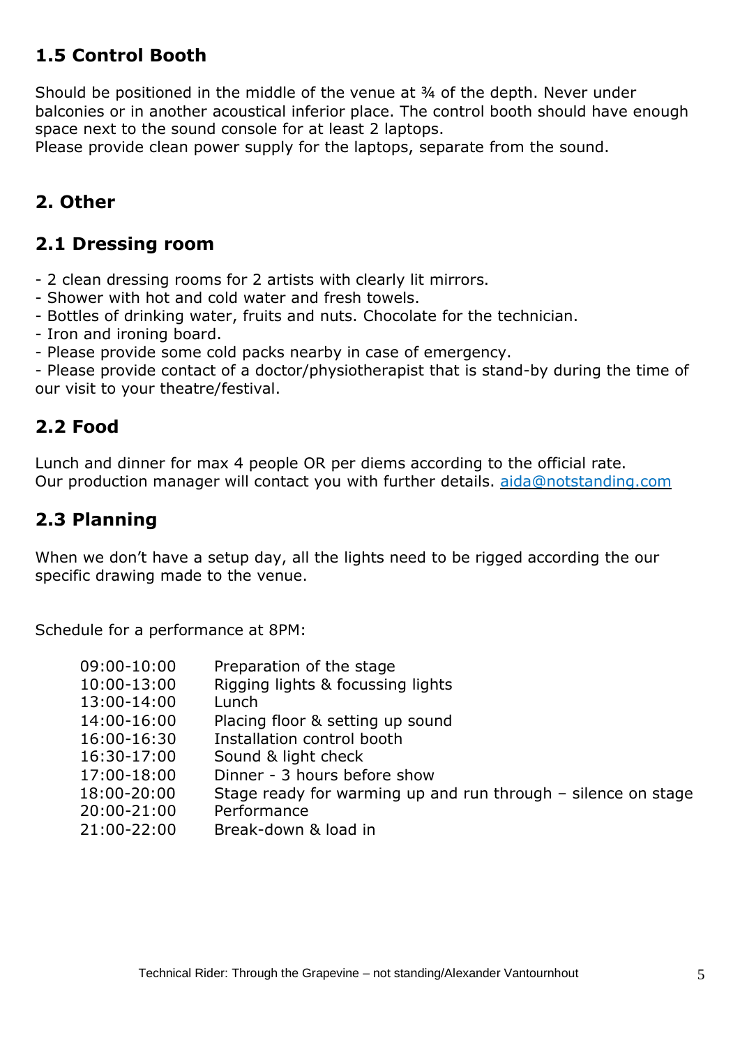## 1.5 Control Booth

Should be positioned in the middle of the venue at ¾ of the depth. Never under balconies or in another acoustical inferior place. The control booth should have enough space next to the sound console for at least 2 laptops.
Please provide clean power supply for the laptops, separate from the sound.

# 2. Other

## 2.1 Dressing room

- 2 clean dressing rooms for 2 artists with clearly lit mirrors.
- Shower with hot and cold water and fresh towels.
- Bottles of drinking water, fruits and nuts. Chocolate for the technician.
- Iron and ironing board.
- Please provide some cold packs nearby in case of emergency.
- Please provide contact of a doctor/physiotherapist that is stand-by during the time of our visit to your theatre/festival.

## 2.2 Food

Lunch and dinner for max 4 people OR per diems according to the official rate.
Our production manager will contact you with further details. aida@notstanding.com

## 2.3 Planning

When we don't have a setup day, all the lights need to be rigged according the our specific drawing made to the venue.

Schedule for a performance at 8PM:

| | |
|---|---|
| 09:00-10:00 | Preparation of the stage |
| 10:00-13:00 | Rigging lights & focussing lights |
| 13:00-14:00 | Lunch |
| 14:00-16:00 | Placing floor & setting up sound |
| 16:00-16:30 | Installation control booth |
| 16:30-17:00 | Sound & light check |
| 17:00-18:00 | Dinner - 3 hours before show |
| 18:00-20:00 | Stage ready for warming up and run through – silence on stage |
| 20:00-21:00 | Performance |
| 21:00-22:00 | Break-down & load in |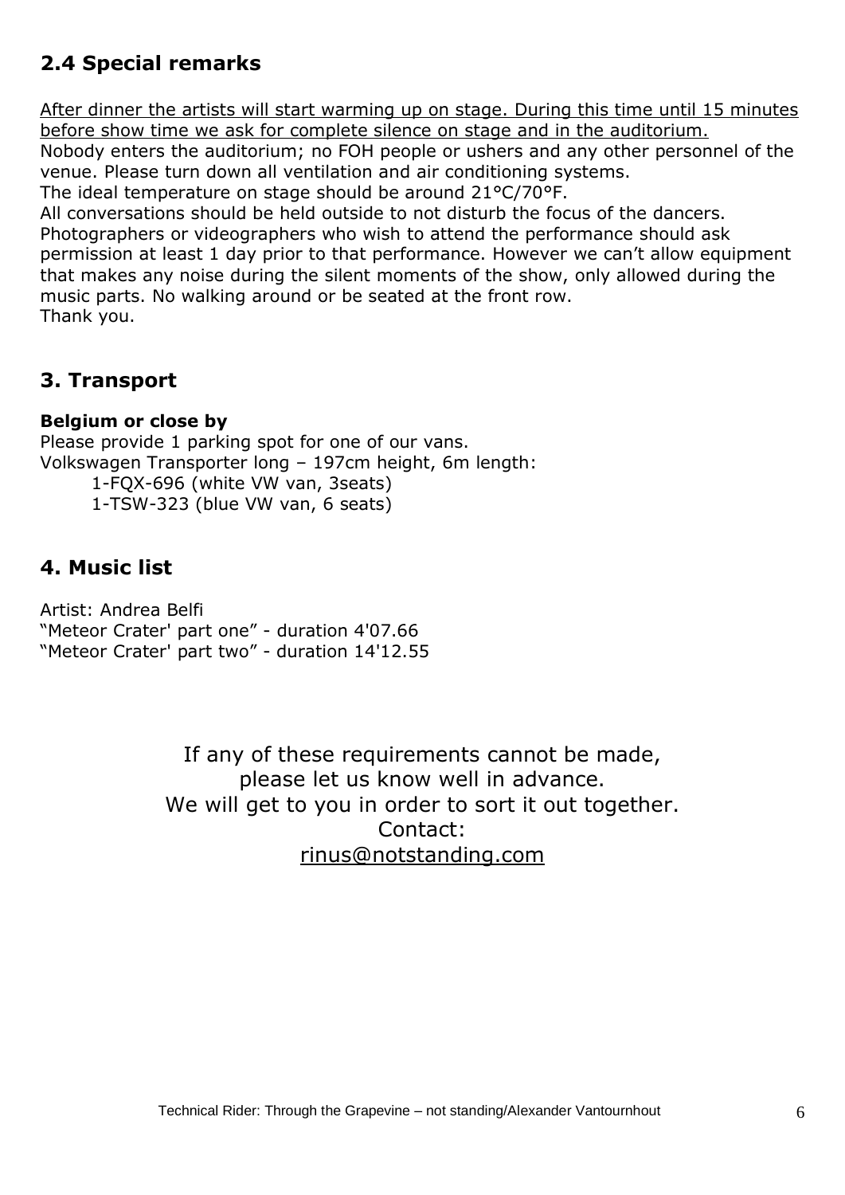## 2.4 Special remarks

After dinner the artists will start warming up on stage. During this time until 15 minutes before show time we ask for complete silence on stage and in the auditorium.
Nobody enters the auditorium; no FOH people or ushers and any other personnel of the venue. Please turn down all ventilation and air conditioning systems.
The ideal temperature on stage should be around 21°C/70°F.
All conversations should be held outside to not disturb the focus of the dancers.
Photographers or videographers who wish to attend the performance should ask permission at least 1 day prior to that performance. However we can't allow equipment that makes any noise during the silent moments of the show, only allowed during the music parts. No walking around or be seated at the front row.
Thank you.

# 3. Transport

**Belgium or close by**
Please provide 1 parking spot for one of our vans.
Volkswagen Transporter long – 197cm height, 6m length:
1-FQX-696 (white VW van, 3seats)
1-TSW-323 (blue VW van, 6 seats)

# 4. Music list

Artist: Andrea Belfi
"Meteor Crater' part one" - duration 4'07.66
"Meteor Crater' part two" - duration 14'12.55

If any of these requirements cannot be made,
please let us know well in advance.
We will get to you in order to sort it out together.
Contact:
rinus@notstanding.com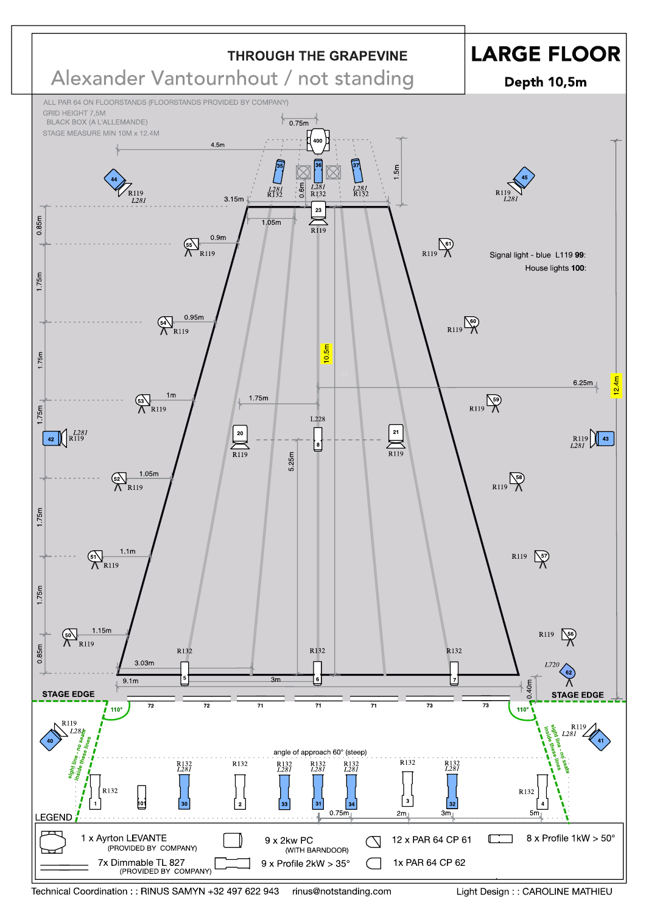# THROUGH THE GRAPEVINE

## Alexander Vantournhout / not standing

# LARGE FLOOR

**Depth 10,5m**

ALL PAR 64 ON FLOORSTANDS (FLOORSTANDS PROVIDED BY COMPANY)
GRID HEIGHT 7,5M
BLACK BOX (A L'ALLEMANDE)
STAGE MEASURE MIN 10M x 12.4M

Signal light - blue L119 **99**:
House lights **100**:

STAGE EDGE

angle of approach 60° (steep)

sight line - no seats inside these lines

## LEGEND

| | |
|---|---|
| 1 x Ayrton LEVANTE (PROVIDED BY COMPANY) | 9 x 2kw PC (WITH BARNDOOR) |
| 12 x PAR 64 CP 61 | 8 x Profile 1kW > 50° |
| 7x Dimmable TL 827 (PROVIDED BY COMPANY) | 9 x Profile 2kW > 35° |
| 1x PAR 64 CP 62 | |

Technical Coordination : : RINUS SAMYN +32 497 622 943 rinus@notstanding.com

Light Design : : CAROLINE MATHIEU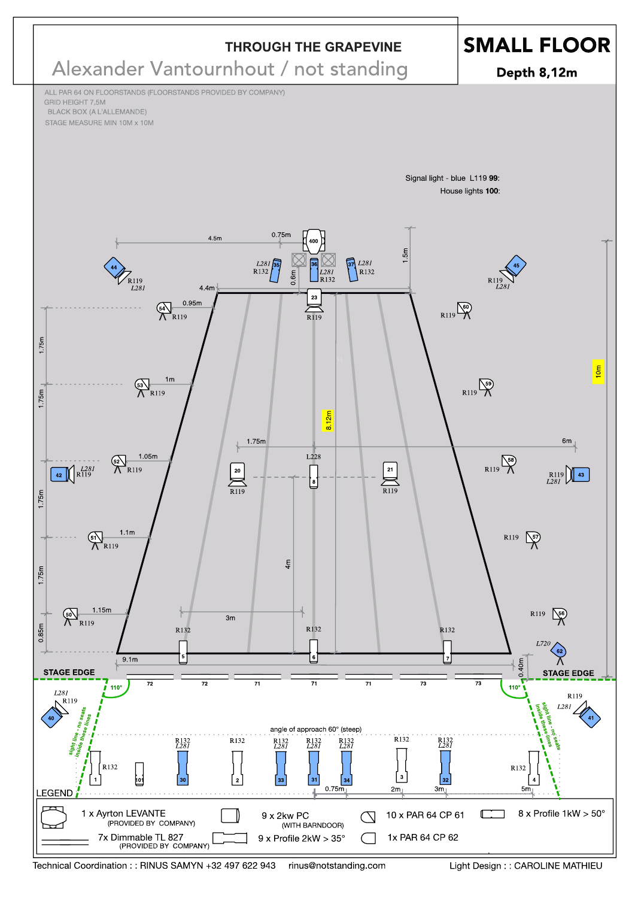# THROUGH THE GRAPEVINE

## Alexander Vantournhout / not standing

# SMALL FLOOR

**Depth 8,12m**

ALL PAR 64 ON FLOORSTANDS (FLOORSTANDS PROVIDED BY COMPANY)
GRID HEIGHT 7,5M
BLACK BOX (A L'ALLEMANDE)
STAGE MEASURE MIN 10M x 10M

Signal light - blue L119 **99**:
House lights **100**:

4.5m
0.75m
400
1.5m
L281 35 R132
36 L281 R132
37 L281 R132
0.6m
44 R119 L281
45 R119 L281
4.4m
23 R119
54 R119
0.95m
60 R119
1.75m
53 R119
1m
59 R119
8.12m
10m
1.75m
6m
52 R119
1.05m
L281 R119 42
L228
20 R119
8
21 R119
58 R119
R119 L281 43
1.1m
51 R119
57 R119
4m
50 R119
1.15m
3m
56 R119
0.85m
R132 5
R132 6
R132 7
L720 62
9.1m
0.40m
STAGE EDGE
STAGE EDGE
72 72 71 71 71 73 73
110°
110°
L281 R119 40
R119 L281 41
sight line - no seats inside these lines
angle of approach 60° (steep)
R132 1
101
R132 L281 30
R132 2
R132 L281 33
R132 L281 31
R132 L281 34
R132 3
R132 L281 32
R132 4
0.75m
2m
3m
5m

**LEGEND**

1 x Ayrton LEVANTE (PROVIDED BY COMPANY)
9 x 2kw PC (WITH BARNDOOR)
10 x PAR 64 CP 61
8 x Profile 1kW > 50°
7x Dimmable TL 827 (PROVIDED BY COMPANY)
9 x Profile 2kW > 35°
1x PAR 64 CP 62

Technical Coordination : : RINUS SAMYN +32 497 622 943 rinus@notstanding.com
Light Design : : CAROLINE MATHIEU